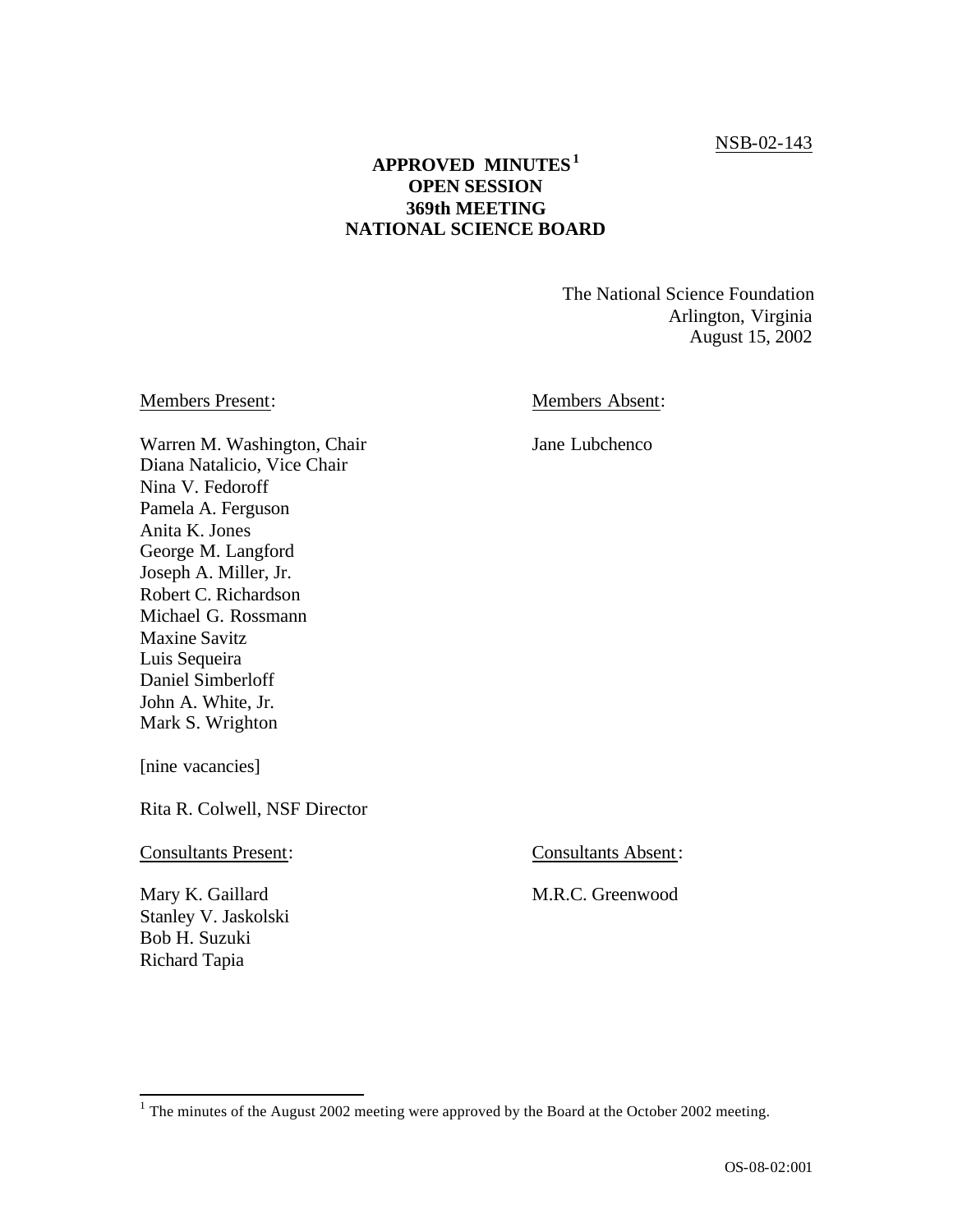NSB-02-143

# APPROVED MINUTES[1] OPEN SESSION 369th MEETING NATIONAL SCIENCE BOARD

The National Science Foundation
Arlington, Virginia
August 15, 2002

Members Present:

Warren M. Washington, Chair
Diana Natalicio, Vice Chair
Nina V. Fedoroff
Pamela A. Ferguson
Anita K. Jones
George M. Langford
Joseph A. Miller, Jr.
Robert C. Richardson
Michael G. Rossmann
Maxine Savitz
Luis Sequeira
Daniel Simberloff
John A. White, Jr.
Mark S. Wrighton

[nine vacancies]

Rita R. Colwell, NSF Director

Members Absent:

Jane Lubchenco

Consultants Present:

Mary K. Gaillard
Stanley V. Jaskolski
Bob H. Suzuki
Richard Tapia

Consultants Absent:

M.R.C. Greenwood

[1] The minutes of the August 2002 meeting were approved by the Board at the October 2002 meeting.

OS-08-02:001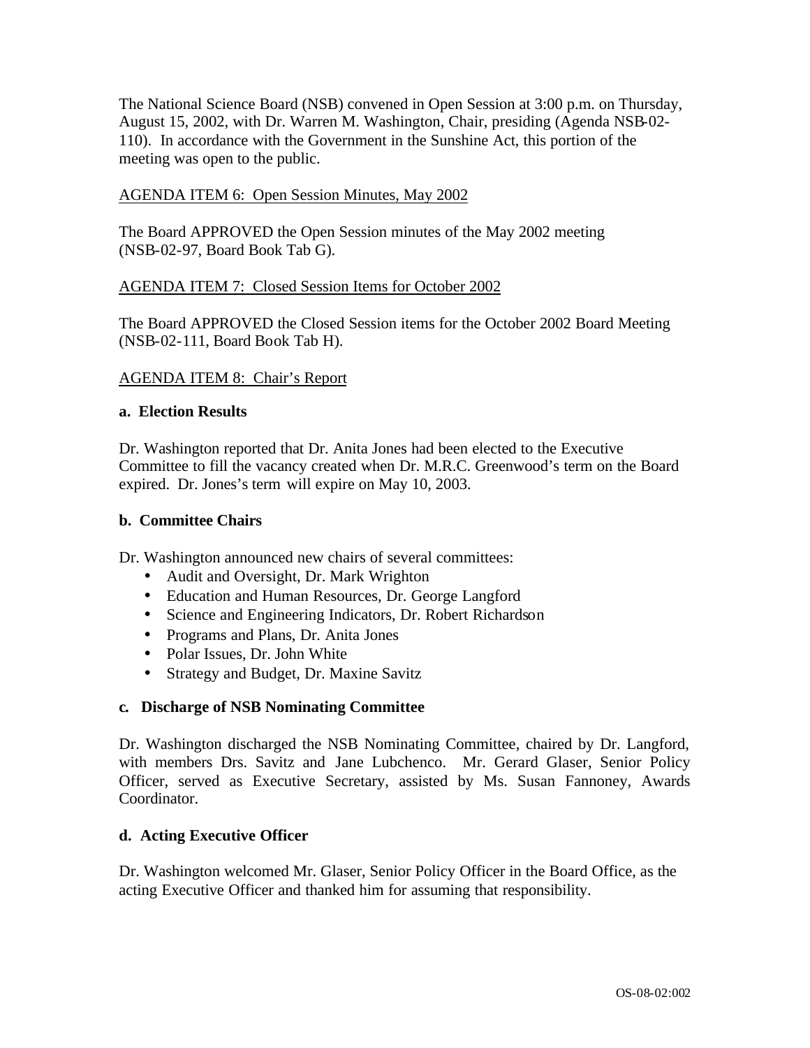The National Science Board (NSB) convened in Open Session at 3:00 p.m. on Thursday, August 15, 2002, with Dr. Warren M. Washington, Chair, presiding (Agenda NSB-02-110). In accordance with the Government in the Sunshine Act, this portion of the meeting was open to the public.

AGENDA ITEM 6: Open Session Minutes, May 2002

The Board APPROVED the Open Session minutes of the May 2002 meeting (NSB-02-97, Board Book Tab G).

AGENDA ITEM 7: Closed Session Items for October 2002

The Board APPROVED the Closed Session items for the October 2002 Board Meeting (NSB-02-111, Board Book Tab H).

AGENDA ITEM 8: Chair's Report

**a. Election Results**

Dr. Washington reported that Dr. Anita Jones had been elected to the Executive Committee to fill the vacancy created when Dr. M.R.C. Greenwood's term on the Board expired. Dr. Jones's term will expire on May 10, 2003.

**b. Committee Chairs**

Dr. Washington announced new chairs of several committees:

- Audit and Oversight, Dr. Mark Wrighton
- Education and Human Resources, Dr. George Langford
- Science and Engineering Indicators, Dr. Robert Richardson
- Programs and Plans, Dr. Anita Jones
- Polar Issues, Dr. John White
- Strategy and Budget, Dr. Maxine Savitz

**c. Discharge of NSB Nominating Committee**

Dr. Washington discharged the NSB Nominating Committee, chaired by Dr. Langford, with members Drs. Savitz and Jane Lubchenco. Mr. Gerard Glaser, Senior Policy Officer, served as Executive Secretary, assisted by Ms. Susan Fannoney, Awards Coordinator.

**d. Acting Executive Officer**

Dr. Washington welcomed Mr. Glaser, Senior Policy Officer in the Board Office, as the acting Executive Officer and thanked him for assuming that responsibility.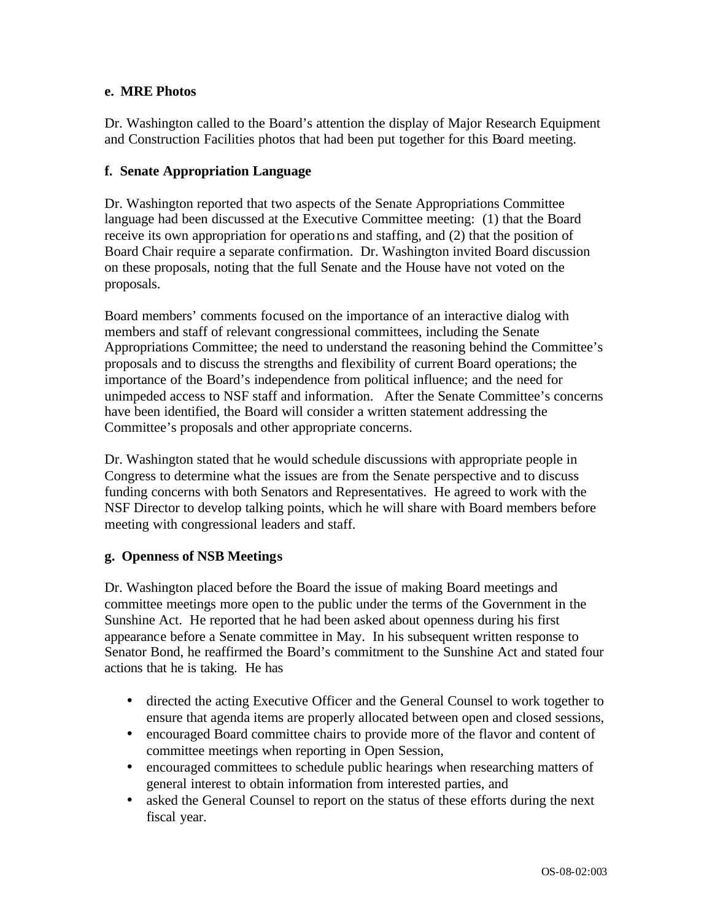**e. MRE Photos**

Dr. Washington called to the Board's attention the display of Major Research Equipment and Construction Facilities photos that had been put together for this Board meeting.

**f. Senate Appropriation Language**

Dr. Washington reported that two aspects of the Senate Appropriations Committee language had been discussed at the Executive Committee meeting: (1) that the Board receive its own appropriation for operations and staffing, and (2) that the position of Board Chair require a separate confirmation. Dr. Washington invited Board discussion on these proposals, noting that the full Senate and the House have not voted on the proposals.

Board members' comments focused on the importance of an interactive dialog with members and staff of relevant congressional committees, including the Senate Appropriations Committee; the need to understand the reasoning behind the Committee's proposals and to discuss the strengths and flexibility of current Board operations; the importance of the Board's independence from political influence; and the need for unimpeded access to NSF staff and information. After the Senate Committee's concerns have been identified, the Board will consider a written statement addressing the Committee's proposals and other appropriate concerns.

Dr. Washington stated that he would schedule discussions with appropriate people in Congress to determine what the issues are from the Senate perspective and to discuss funding concerns with both Senators and Representatives. He agreed to work with the NSF Director to develop talking points, which he will share with Board members before meeting with congressional leaders and staff.

**g. Openness of NSB Meetings**

Dr. Washington placed before the Board the issue of making Board meetings and committee meetings more open to the public under the terms of the Government in the Sunshine Act. He reported that he had been asked about openness during his first appearance before a Senate committee in May. In his subsequent written response to Senator Bond, he reaffirmed the Board's commitment to the Sunshine Act and stated four actions that he is taking. He has

- directed the acting Executive Officer and the General Counsel to work together to ensure that agenda items are properly allocated between open and closed sessions,
- encouraged Board committee chairs to provide more of the flavor and content of committee meetings when reporting in Open Session,
- encouraged committees to schedule public hearings when researching matters of general interest to obtain information from interested parties, and
- asked the General Counsel to report on the status of these efforts during the next fiscal year.

OS-08-02:003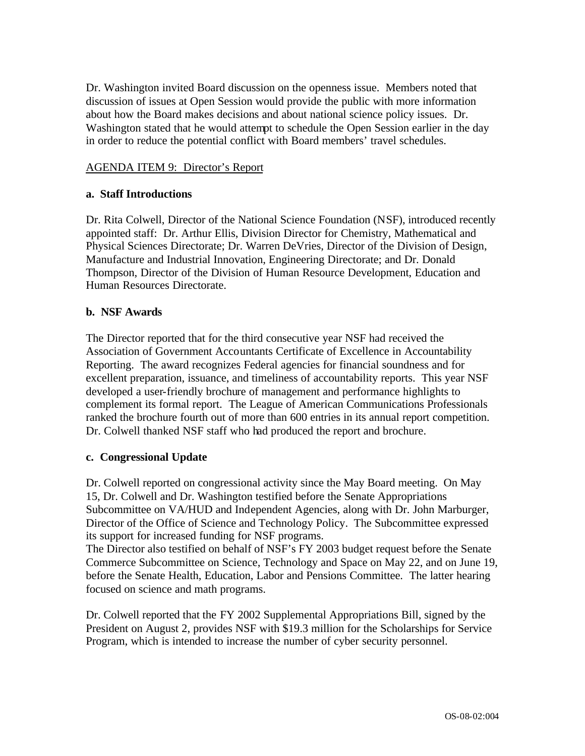Dr. Washington invited Board discussion on the openness issue. Members noted that discussion of issues at Open Session would provide the public with more information about how the Board makes decisions and about national science policy issues. Dr. Washington stated that he would attempt to schedule the Open Session earlier in the day in order to reduce the potential conflict with Board members' travel schedules.

<u>AGENDA ITEM 9: Director's Report</u>

**a. Staff Introductions**

Dr. Rita Colwell, Director of the National Science Foundation (NSF), introduced recently appointed staff: Dr. Arthur Ellis, Division Director for Chemistry, Mathematical and Physical Sciences Directorate; Dr. Warren DeVries, Director of the Division of Design, Manufacture and Industrial Innovation, Engineering Directorate; and Dr. Donald Thompson, Director of the Division of Human Resource Development, Education and Human Resources Directorate.

**b. NSF Awards**

The Director reported that for the third consecutive year NSF had received the Association of Government Accountants Certificate of Excellence in Accountability Reporting. The award recognizes Federal agencies for financial soundness and for excellent preparation, issuance, and timeliness of accountability reports. This year NSF developed a user-friendly brochure of management and performance highlights to complement its formal report. The League of American Communications Professionals ranked the brochure fourth out of more than 600 entries in its annual report competition. Dr. Colwell thanked NSF staff who had produced the report and brochure.

**c. Congressional Update**

Dr. Colwell reported on congressional activity since the May Board meeting. On May 15, Dr. Colwell and Dr. Washington testified before the Senate Appropriations Subcommittee on VA/HUD and Independent Agencies, along with Dr. John Marburger, Director of the Office of Science and Technology Policy. The Subcommittee expressed its support for increased funding for NSF programs.
The Director also testified on behalf of NSF's FY 2003 budget request before the Senate Commerce Subcommittee on Science, Technology and Space on May 22, and on June 19, before the Senate Health, Education, Labor and Pensions Committee. The latter hearing focused on science and math programs.

Dr. Colwell reported that the FY 2002 Supplemental Appropriations Bill, signed by the President on August 2, provides NSF with $19.3 million for the Scholarships for Service Program, which is intended to increase the number of cyber security personnel.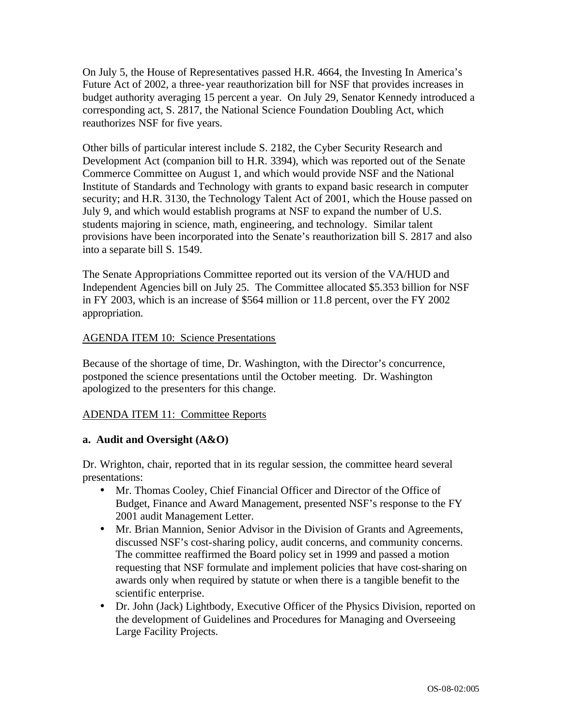On July 5, the House of Representatives passed H.R. 4664, the Investing In America's Future Act of 2002, a three-year reauthorization bill for NSF that provides increases in budget authority averaging 15 percent a year. On July 29, Senator Kennedy introduced a corresponding act, S. 2817, the National Science Foundation Doubling Act, which reauthorizes NSF for five years.

Other bills of particular interest include S. 2182, the Cyber Security Research and Development Act (companion bill to H.R. 3394), which was reported out of the Senate Commerce Committee on August 1, and which would provide NSF and the National Institute of Standards and Technology with grants to expand basic research in computer security; and H.R. 3130, the Technology Talent Act of 2001, which the House passed on July 9, and which would establish programs at NSF to expand the number of U.S. students majoring in science, math, engineering, and technology. Similar talent provisions have been incorporated into the Senate's reauthorization bill S. 2817 and also into a separate bill S. 1549.

The Senate Appropriations Committee reported out its version of the VA/HUD and Independent Agencies bill on July 25. The Committee allocated $5.353 billion for NSF in FY 2003, which is an increase of $564 million or 11.8 percent, over the FY 2002 appropriation.

AGENDA ITEM 10: Science Presentations

Because of the shortage of time, Dr. Washington, with the Director's concurrence, postponed the science presentations until the October meeting. Dr. Washington apologized to the presenters for this change.

ADENDA ITEM 11: Committee Reports

**a. Audit and Oversight (A&O)**

Dr. Wrighton, chair, reported that in its regular session, the committee heard several presentations:

- Mr. Thomas Cooley, Chief Financial Officer and Director of the Office of Budget, Finance and Award Management, presented NSF's response to the FY 2001 audit Management Letter.
- Mr. Brian Mannion, Senior Advisor in the Division of Grants and Agreements, discussed NSF's cost-sharing policy, audit concerns, and community concerns. The committee reaffirmed the Board policy set in 1999 and passed a motion requesting that NSF formulate and implement policies that have cost-sharing on awards only when required by statute or when there is a tangible benefit to the scientific enterprise.
- Dr. John (Jack) Lightbody, Executive Officer of the Physics Division, reported on the development of Guidelines and Procedures for Managing and Overseeing Large Facility Projects.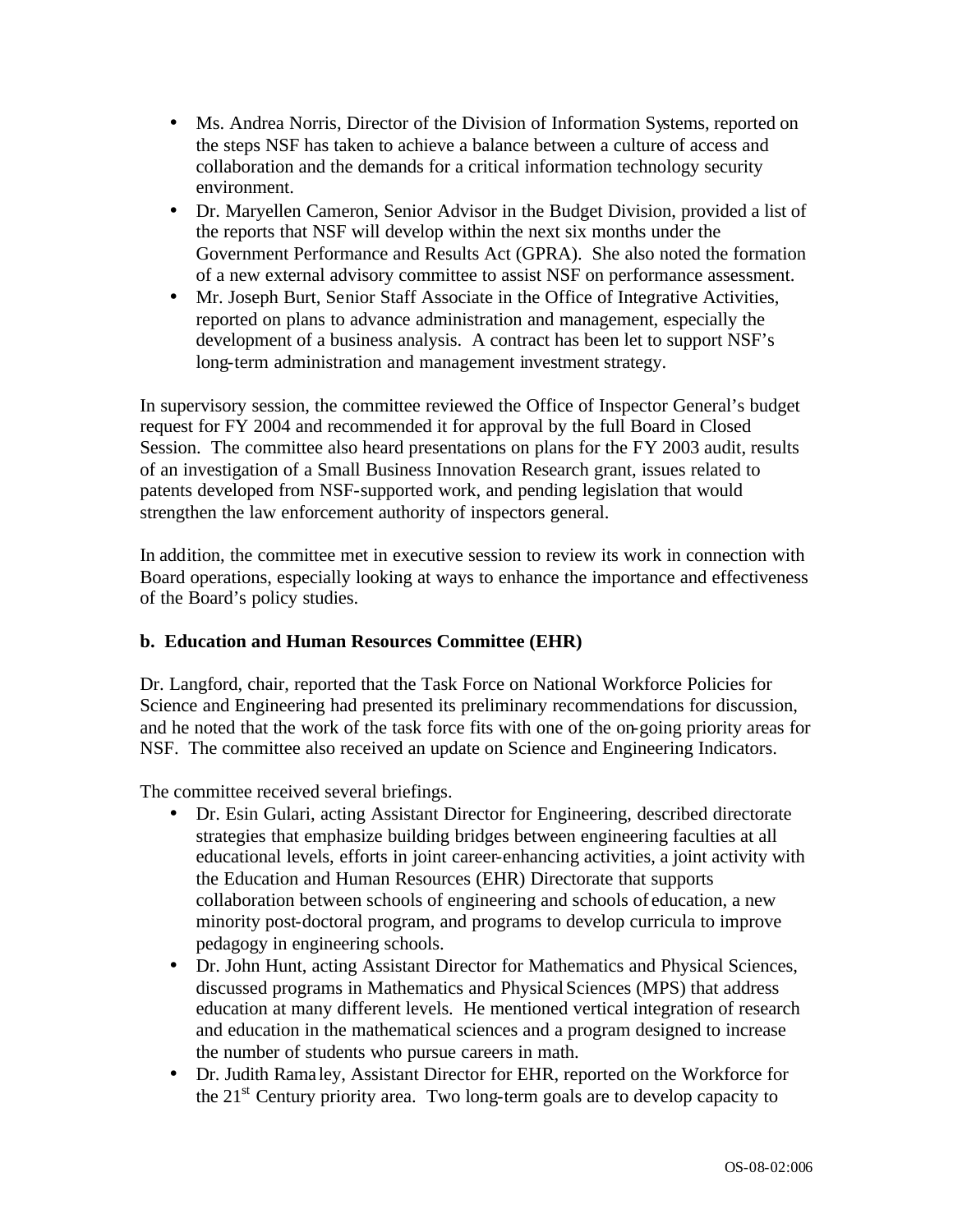- Ms. Andrea Norris, Director of the Division of Information Systems, reported on the steps NSF has taken to achieve a balance between a culture of access and collaboration and the demands for a critical information technology security environment.
- Dr. Maryellen Cameron, Senior Advisor in the Budget Division, provided a list of the reports that NSF will develop within the next six months under the Government Performance and Results Act (GPRA). She also noted the formation of a new external advisory committee to assist NSF on performance assessment.
- Mr. Joseph Burt, Senior Staff Associate in the Office of Integrative Activities, reported on plans to advance administration and management, especially the development of a business analysis. A contract has been let to support NSF's long-term administration and management investment strategy.

In supervisory session, the committee reviewed the Office of Inspector General's budget request for FY 2004 and recommended it for approval by the full Board in Closed Session. The committee also heard presentations on plans for the FY 2003 audit, results of an investigation of a Small Business Innovation Research grant, issues related to patents developed from NSF-supported work, and pending legislation that would strengthen the law enforcement authority of inspectors general.

In addition, the committee met in executive session to review its work in connection with Board operations, especially looking at ways to enhance the importance and effectiveness of the Board's policy studies.

**b. Education and Human Resources Committee (EHR)**

Dr. Langford, chair, reported that the Task Force on National Workforce Policies for Science and Engineering had presented its preliminary recommendations for discussion, and he noted that the work of the task force fits with one of the on-going priority areas for NSF. The committee also received an update on Science and Engineering Indicators.

The committee received several briefings.

- Dr. Esin Gulari, acting Assistant Director for Engineering, described directorate strategies that emphasize building bridges between engineering faculties at all educational levels, efforts in joint career-enhancing activities, a joint activity with the Education and Human Resources (EHR) Directorate that supports collaboration between schools of engineering and schools of education, a new minority post-doctoral program, and programs to develop curricula to improve pedagogy in engineering schools.
- Dr. John Hunt, acting Assistant Director for Mathematics and Physical Sciences, discussed programs in Mathematics and Physical Sciences (MPS) that address education at many different levels. He mentioned vertical integration of research and education in the mathematical sciences and a program designed to increase the number of students who pursue careers in math.
- Dr. Judith Ramaley, Assistant Director for EHR, reported on the Workforce for the 21st Century priority area. Two long-term goals are to develop capacity to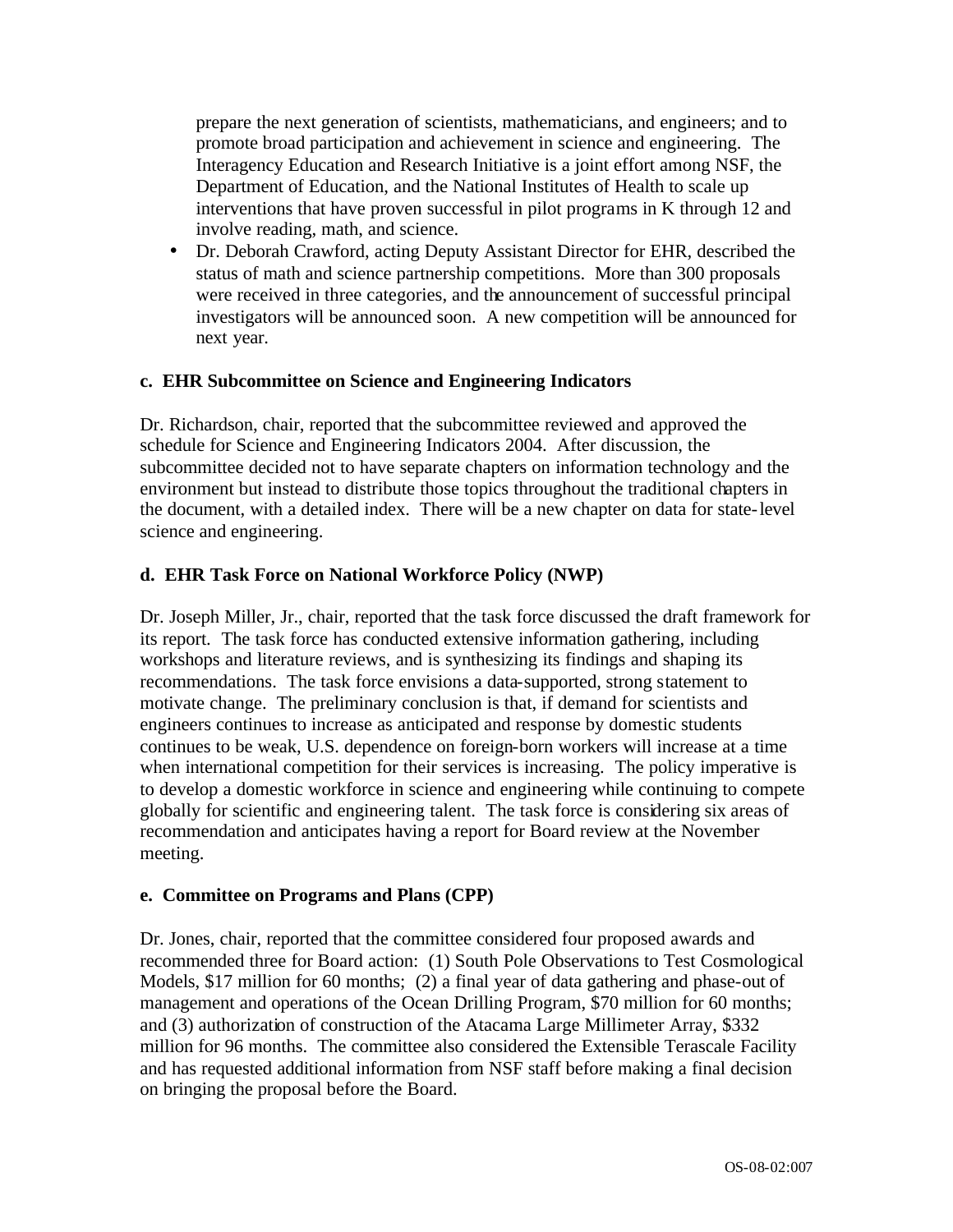prepare the next generation of scientists, mathematicians, and engineers; and to promote broad participation and achievement in science and engineering. The Interagency Education and Research Initiative is a joint effort among NSF, the Department of Education, and the National Institutes of Health to scale up interventions that have proven successful in pilot programs in K through 12 and involve reading, math, and science.

- Dr. Deborah Crawford, acting Deputy Assistant Director for EHR, described the status of math and science partnership competitions. More than 300 proposals were received in three categories, and the announcement of successful principal investigators will be announced soon. A new competition will be announced for next year.

**c. EHR Subcommittee on Science and Engineering Indicators**

Dr. Richardson, chair, reported that the subcommittee reviewed and approved the schedule for Science and Engineering Indicators 2004. After discussion, the subcommittee decided not to have separate chapters on information technology and the environment but instead to distribute those topics throughout the traditional chapters in the document, with a detailed index. There will be a new chapter on data for state-level science and engineering.

**d. EHR Task Force on National Workforce Policy (NWP)**

Dr. Joseph Miller, Jr., chair, reported that the task force discussed the draft framework for its report. The task force has conducted extensive information gathering, including workshops and literature reviews, and is synthesizing its findings and shaping its recommendations. The task force envisions a data-supported, strong statement to motivate change. The preliminary conclusion is that, if demand for scientists and engineers continues to increase as anticipated and response by domestic students continues to be weak, U.S. dependence on foreign-born workers will increase at a time when international competition for their services is increasing. The policy imperative is to develop a domestic workforce in science and engineering while continuing to compete globally for scientific and engineering talent. The task force is considering six areas of recommendation and anticipates having a report for Board review at the November meeting.

**e. Committee on Programs and Plans (CPP)**

Dr. Jones, chair, reported that the committee considered four proposed awards and recommended three for Board action: (1) South Pole Observations to Test Cosmological Models, $17 million for 60 months; (2) a final year of data gathering and phase-out of management and operations of the Ocean Drilling Program, $70 million for 60 months; and (3) authorization of construction of the Atacama Large Millimeter Array, $332 million for 96 months. The committee also considered the Extensible Terascale Facility and has requested additional information from NSF staff before making a final decision on bringing the proposal before the Board.

OS-08-02:007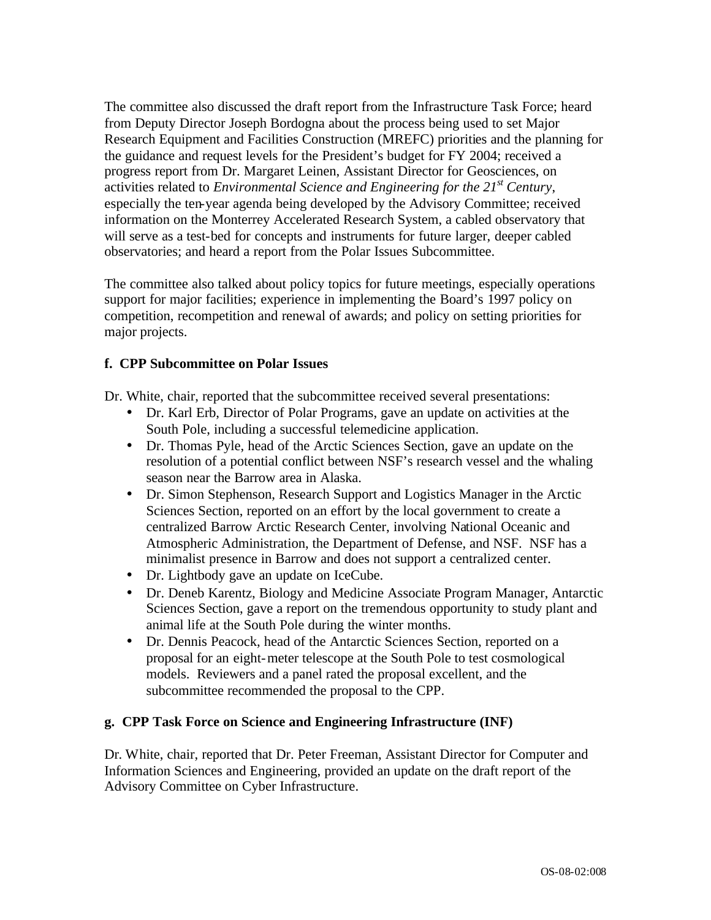The committee also discussed the draft report from the Infrastructure Task Force; heard from Deputy Director Joseph Bordogna about the process being used to set Major Research Equipment and Facilities Construction (MREFC) priorities and the planning for the guidance and request levels for the President's budget for FY 2004; received a progress report from Dr. Margaret Leinen, Assistant Director for Geosciences, on activities related to *Environmental Science and Engineering for the 21st Century*, especially the ten-year agenda being developed by the Advisory Committee; received information on the Monterrey Accelerated Research System, a cabled observatory that will serve as a test-bed for concepts and instruments for future larger, deeper cabled observatories; and heard a report from the Polar Issues Subcommittee.

The committee also talked about policy topics for future meetings, especially operations support for major facilities; experience in implementing the Board's 1997 policy on competition, recompetition and renewal of awards; and policy on setting priorities for major projects.

**f. CPP Subcommittee on Polar Issues**

Dr. White, chair, reported that the subcommittee received several presentations:

- Dr. Karl Erb, Director of Polar Programs, gave an update on activities at the South Pole, including a successful telemedicine application.
- Dr. Thomas Pyle, head of the Arctic Sciences Section, gave an update on the resolution of a potential conflict between NSF's research vessel and the whaling season near the Barrow area in Alaska.
- Dr. Simon Stephenson, Research Support and Logistics Manager in the Arctic Sciences Section, reported on an effort by the local government to create a centralized Barrow Arctic Research Center, involving National Oceanic and Atmospheric Administration, the Department of Defense, and NSF. NSF has a minimalist presence in Barrow and does not support a centralized center.
- Dr. Lightbody gave an update on IceCube.
- Dr. Deneb Karentz, Biology and Medicine Associate Program Manager, Antarctic Sciences Section, gave a report on the tremendous opportunity to study plant and animal life at the South Pole during the winter months.
- Dr. Dennis Peacock, head of the Antarctic Sciences Section, reported on a proposal for an eight-meter telescope at the South Pole to test cosmological models. Reviewers and a panel rated the proposal excellent, and the subcommittee recommended the proposal to the CPP.

**g. CPP Task Force on Science and Engineering Infrastructure (INF)**

Dr. White, chair, reported that Dr. Peter Freeman, Assistant Director for Computer and Information Sciences and Engineering, provided an update on the draft report of the Advisory Committee on Cyber Infrastructure.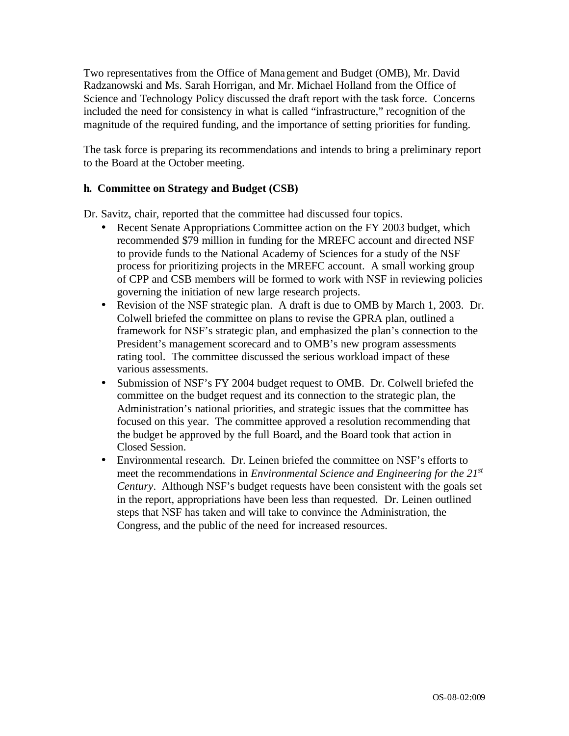Two representatives from the Office of Management and Budget (OMB), Mr. David Radzanowski and Ms. Sarah Horrigan, and Mr. Michael Holland from the Office of Science and Technology Policy discussed the draft report with the task force. Concerns included the need for consistency in what is called "infrastructure," recognition of the magnitude of the required funding, and the importance of setting priorities for funding.

The task force is preparing its recommendations and intends to bring a preliminary report to the Board at the October meeting.

**h. Committee on Strategy and Budget (CSB)**

Dr. Savitz, chair, reported that the committee had discussed four topics.

- Recent Senate Appropriations Committee action on the FY 2003 budget, which recommended $79 million in funding for the MREFC account and directed NSF to provide funds to the National Academy of Sciences for a study of the NSF process for prioritizing projects in the MREFC account. A small working group of CPP and CSB members will be formed to work with NSF in reviewing policies governing the initiation of new large research projects.
- Revision of the NSF strategic plan. A draft is due to OMB by March 1, 2003. Dr. Colwell briefed the committee on plans to revise the GPRA plan, outlined a framework for NSF's strategic plan, and emphasized the plan's connection to the President's management scorecard and to OMB's new program assessments rating tool. The committee discussed the serious workload impact of these various assessments.
- Submission of NSF's FY 2004 budget request to OMB. Dr. Colwell briefed the committee on the budget request and its connection to the strategic plan, the Administration's national priorities, and strategic issues that the committee has focused on this year. The committee approved a resolution recommending that the budget be approved by the full Board, and the Board took that action in Closed Session.
- Environmental research. Dr. Leinen briefed the committee on NSF's efforts to meet the recommendations in *Environmental Science and Engineering for the 21st Century*. Although NSF's budget requests have been consistent with the goals set in the report, appropriations have been less than requested. Dr. Leinen outlined steps that NSF has taken and will take to convince the Administration, the Congress, and the public of the need for increased resources.

OS-08-02:009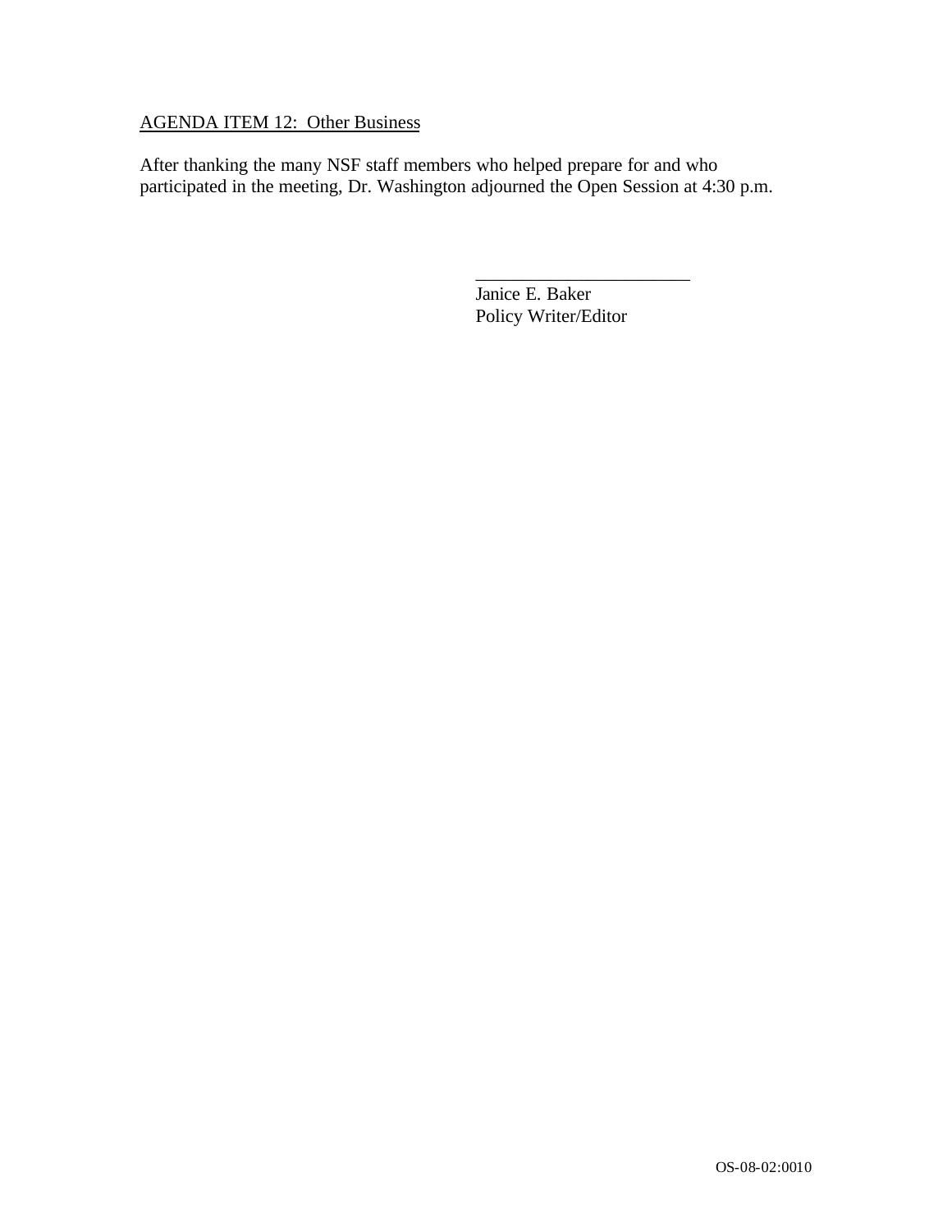AGENDA ITEM 12: Other Business

After thanking the many NSF staff members who helped prepare for and who participated in the meeting, Dr. Washington adjourned the Open Session at 4:30 p.m.

\_\_\_\_\_\_\_\_\_\_\_\_\_\_\_\_\_\_\_\_\_\_\_\_

Janice E. Baker
Policy Writer/Editor

OS-08-02:0010